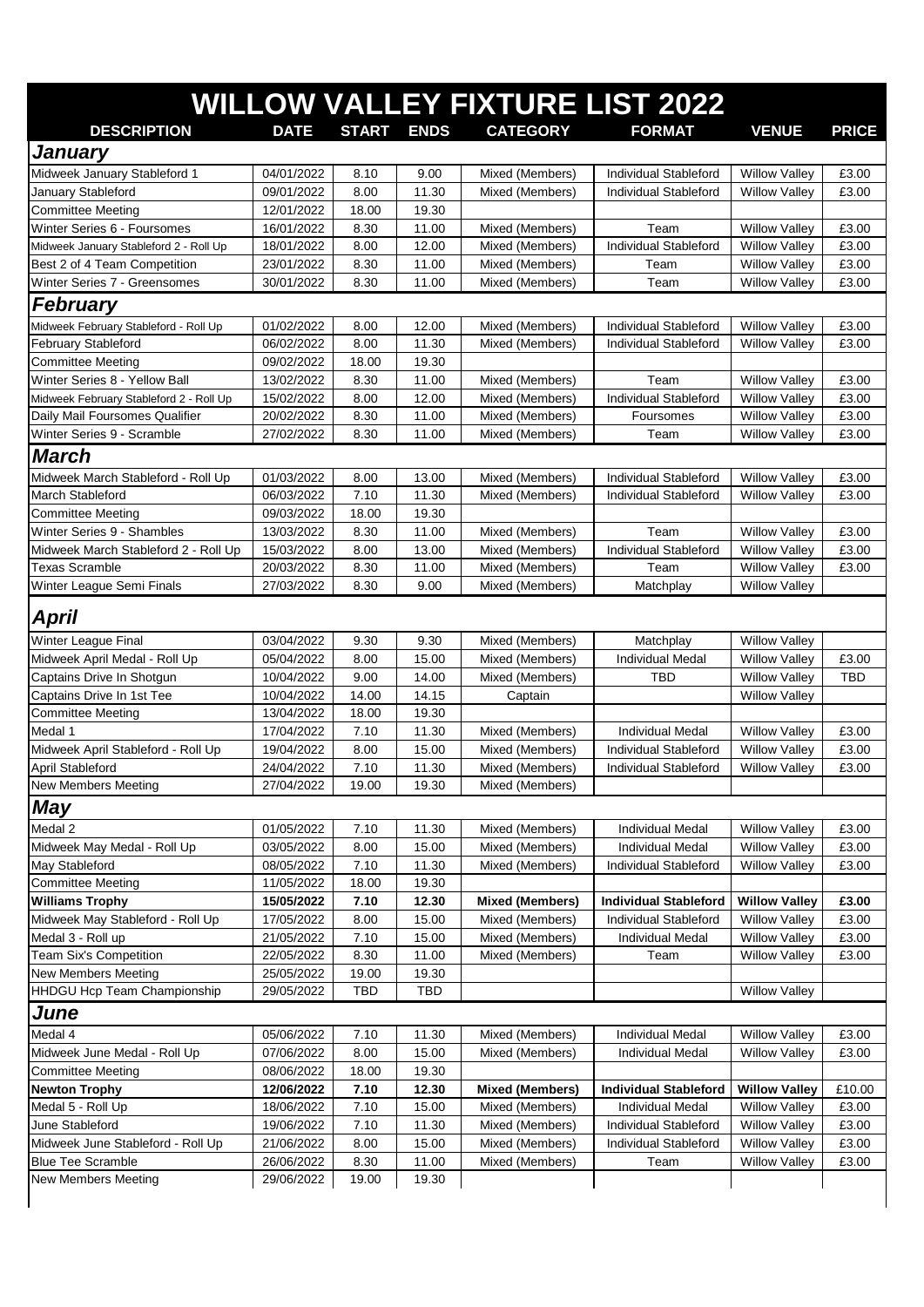# WILLOW VALLEY FIXTURE LIST 2022

| DESCRIPTION | DATE | START | ENDS | CATEGORY | FORMAT | VENUE | PRICE |
|---|---|---|---|---|---|---|---|
| ***January*** | | | | | | | |
| Midweek January Stableford 1 | 04/01/2022 | 8.10 | 9.00 | Mixed (Members) | Individual Stableford | Willow Valley | £3.00 |
| January Stableford | 09/01/2022 | 8.00 | 11.30 | Mixed (Members) | Individual Stableford | Willow Valley | £3.00 |
| Committee Meeting | 12/01/2022 | 18.00 | 19.30 | | | | |
| Winter Series 6 - Foursomes | 16/01/2022 | 8.30 | 11.00 | Mixed (Members) | Team | Willow Valley | £3.00 |
| Midweek January Stableford 2 - Roll Up | 18/01/2022 | 8.00 | 12.00 | Mixed (Members) | Individual Stableford | Willow Valley | £3.00 |
| Best 2 of 4 Team Competition | 23/01/2022 | 8.30 | 11.00 | Mixed (Members) | Team | Willow Valley | £3.00 |
| Winter Series 7 - Greensomes | 30/01/2022 | 8.30 | 11.00 | Mixed (Members) | Team | Willow Valley | £3.00 |
| ***February*** | | | | | | | |
| Midweek February Stableford - Roll Up | 01/02/2022 | 8.00 | 12.00 | Mixed (Members) | Individual Stableford | Willow Valley | £3.00 |
| February Stableford | 06/02/2022 | 8.00 | 11.30 | Mixed (Members) | Individual Stableford | Willow Valley | £3.00 |
| Committee Meeting | 09/02/2022 | 18.00 | 19.30 | | | | |
| Winter Series 8 - Yellow Ball | 13/02/2022 | 8.30 | 11.00 | Mixed (Members) | Team | Willow Valley | £3.00 |
| Midweek February Stableford 2 - Roll Up | 15/02/2022 | 8.00 | 12.00 | Mixed (Members) | Individual Stableford | Willow Valley | £3.00 |
| Daily Mail Foursomes Qualifier | 20/02/2022 | 8.30 | 11.00 | Mixed (Members) | Foursomes | Willow Valley | £3.00 |
| Winter Series 9 - Scramble | 27/02/2022 | 8.30 | 11.00 | Mixed (Members) | Team | Willow Valley | £3.00 |
| ***March*** | | | | | | | |
| Midweek March Stableford - Roll Up | 01/03/2022 | 8.00 | 13.00 | Mixed (Members) | Individual Stableford | Willow Valley | £3.00 |
| March Stableford | 06/03/2022 | 7.10 | 11.30 | Mixed (Members) | Individual Stableford | Willow Valley | £3.00 |
| Committee Meeting | 09/03/2022 | 18.00 | 19.30 | | | | |
| Winter Series 9 - Shambles | 13/03/2022 | 8.30 | 11.00 | Mixed (Members) | Team | Willow Valley | £3.00 |
| Midweek March Stableford 2 - Roll Up | 15/03/2022 | 8.00 | 13.00 | Mixed (Members) | Individual Stableford | Willow Valley | £3.00 |
| Texas Scramble | 20/03/2022 | 8.30 | 11.00 | Mixed (Members) | Team | Willow Valley | £3.00 |
| Winter League Semi Finals | 27/03/2022 | 8.30 | 9.00 | Mixed (Members) | Matchplay | Willow Valley | |
| ***April*** | | | | | | | |
| Winter League Final | 03/04/2022 | 9.30 | 9.30 | Mixed (Members) | Matchplay | Willow Valley | |
| Midweek April Medal - Roll Up | 05/04/2022 | 8.00 | 15.00 | Mixed (Members) | Individual Medal | Willow Valley | £3.00 |
| Captains Drive In Shotgun | 10/04/2022 | 9.00 | 14.00 | Mixed (Members) | TBD | Willow Valley | TBD |
| Captains Drive In 1st Tee | 10/04/2022 | 14.00 | 14.15 | Captain | | Willow Valley | |
| Committee Meeting | 13/04/2022 | 18.00 | 19.30 | | | | |
| Medal 1 | 17/04/2022 | 7.10 | 11.30 | Mixed (Members) | Individual Medal | Willow Valley | £3.00 |
| Midweek April Stableford - Roll Up | 19/04/2022 | 8.00 | 15.00 | Mixed (Members) | Individual Stableford | Willow Valley | £3.00 |
| April Stableford | 24/04/2022 | 7.10 | 11.30 | Mixed (Members) | Individual Stableford | Willow Valley | £3.00 |
| New Members Meeting | 27/04/2022 | 19.00 | 19.30 | Mixed (Members) | | | |
| ***May*** | | | | | | | |
| Medal 2 | 01/05/2022 | 7.10 | 11.30 | Mixed (Members) | Individual Medal | Willow Valley | £3.00 |
| Midweek May Medal - Roll Up | 03/05/2022 | 8.00 | 15.00 | Mixed (Members) | Individual Medal | Willow Valley | £3.00 |
| May Stableford | 08/05/2022 | 7.10 | 11.30 | Mixed (Members) | Individual Stableford | Willow Valley | £3.00 |
| Committee Meeting | 11/05/2022 | 18.00 | 19.30 | | | | |
| **Williams Trophy** | **15/05/2022** | **7.10** | **12.30** | **Mixed (Members)** | **Individual Stableford** | **Willow Valley** | **£3.00** |
| Midweek May Stableford - Roll Up | 17/05/2022 | 8.00 | 15.00 | Mixed (Members) | Individual Stableford | Willow Valley | £3.00 |
| Medal 3 - Roll up | 21/05/2022 | 7.10 | 15.00 | Mixed (Members) | Individual Medal | Willow Valley | £3.00 |
| Team Six's Competition | 22/05/2022 | 8.30 | 11.00 | Mixed (Members) | Team | Willow Valley | £3.00 |
| New Members Meeting | 25/05/2022 | 19.00 | 19.30 | | | | |
| HHDGU Hcp Team Championship | 29/05/2022 | TBD | TBD | | | Willow Valley | |
| ***June*** | | | | | | | |
| Medal 4 | 05/06/2022 | 7.10 | 11.30 | Mixed (Members) | Individual Medal | Willow Valley | £3.00 |
| Midweek June Medal - Roll Up | 07/06/2022 | 8.00 | 15.00 | Mixed (Members) | Individual Medal | Willow Valley | £3.00 |
| Committee Meeting | 08/06/2022 | 18.00 | 19.30 | | | | |
| **Newton Trophy** | **12/06/2022** | **7.10** | **12.30** | **Mixed (Members)** | **Individual Stableford** | **Willow Valley** | **£10.00** |
| Medal 5 - Roll Up | 18/06/2022 | 7.10 | 15.00 | Mixed (Members) | Individual Medal | Willow Valley | £3.00 |
| June Stableford | 19/06/2022 | 7.10 | 11.30 | Mixed (Members) | Individual Stableford | Willow Valley | £3.00 |
| Midweek June Stableford - Roll Up | 21/06/2022 | 8.00 | 15.00 | Mixed (Members) | Individual Stableford | Willow Valley | £3.00 |
| Blue Tee Scramble | 26/06/2022 | 8.30 | 11.00 | Mixed (Members) | Team | Willow Valley | £3.00 |
| New Members Meeting | 29/06/2022 | 19.00 | 19.30 | | | | |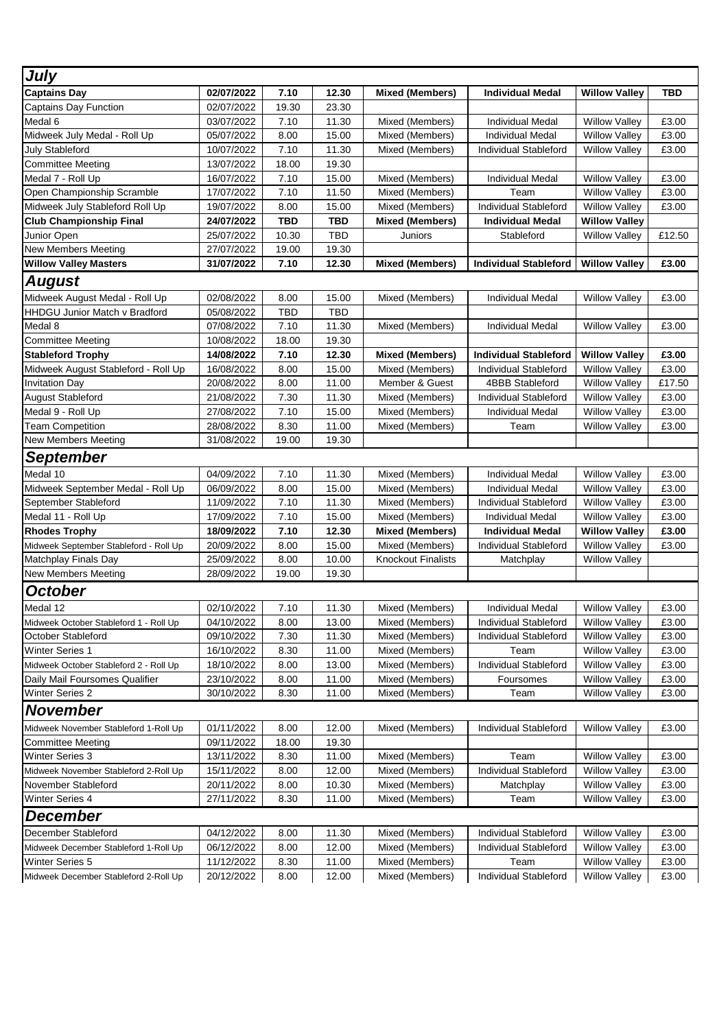## *July*

| | | | | | | | |
|---|---|---|---|---|---|---|---|
| **Captains Day** | **02/07/2022** | **7.10** | **12.30** | **Mixed (Members)** | **Individual Medal** | **Willow Valley** | **TBD** |
| Captains Day Function | 02/07/2022 | 19.30 | 23.30 | | | | |
| Medal 6 | 03/07/2022 | 7.10 | 11.30 | Mixed (Members) | Individual Medal | Willow Valley | £3.00 |
| Midweek July Medal - Roll Up | 05/07/2022 | 8.00 | 15.00 | Mixed (Members) | Individual Medal | Willow Valley | £3.00 |
| July Stableford | 10/07/2022 | 7.10 | 11.30 | Mixed (Members) | Individual Stableford | Willow Valley | £3.00 |
| Committee Meeting | 13/07/2022 | 18.00 | 19.30 | | | | |
| Medal 7 - Roll Up | 16/07/2022 | 7.10 | 15.00 | Mixed (Members) | Individual Medal | Willow Valley | £3.00 |
| Open Championship Scramble | 17/07/2022 | 7.10 | 11.50 | Mixed (Members) | Team | Willow Valley | £3.00 |
| Midweek July Stableford Roll Up | 19/07/2022 | 8.00 | 15.00 | Mixed (Members) | Individual Stableford | Willow Valley | £3.00 |
| **Club Championship Final** | **24/07/2022** | **TBD** | **TBD** | **Mixed (Members)** | **Individual Medal** | **Willow Valley** | |
| Junior Open | 25/07/2022 | 10.30 | TBD | Juniors | Stableford | Willow Valley | £12.50 |
| New Members Meeting | 27/07/2022 | 19.00 | 19.30 | | | | |
| **Willow Valley Masters** | **31/07/2022** | **7.10** | **12.30** | **Mixed (Members)** | **Individual Stableford** | **Willow Valley** | **£3.00** |

## *August*

| | | | | | | | |
|---|---|---|---|---|---|---|---|
| Midweek August Medal - Roll Up | 02/08/2022 | 8.00 | 15.00 | Mixed (Members) | Individual Medal | Willow Valley | £3.00 |
| HHDGU Junior Match v Bradford | 05/08/2022 | TBD | TBD | | | | |
| Medal 8 | 07/08/2022 | 7.10 | 11.30 | Mixed (Members) | Individual Medal | Willow Valley | £3.00 |
| Committee Meeting | 10/08/2022 | 18.00 | 19.30 | | | | |
| **Stableford Trophy** | **14/08/2022** | **7.10** | **12.30** | **Mixed (Members)** | **Individual Stableford** | **Willow Valley** | **£3.00** |
| Midweek August Stableford - Roll Up | 16/08/2022 | 8.00 | 15.00 | Mixed (Members) | Individual Stableford | Willow Valley | £3.00 |
| Invitation Day | 20/08/2022 | 8.00 | 11.00 | Member & Guest | 4BBB Stableford | Willow Valley | £17.50 |
| August Stableford | 21/08/2022 | 7.30 | 11.30 | Mixed (Members) | Individual Stableford | Willow Valley | £3.00 |
| Medal 9 - Roll Up | 27/08/2022 | 7.10 | 15.00 | Mixed (Members) | Individual Medal | Willow Valley | £3.00 |
| Team Competition | 28/08/2022 | 8.30 | 11.00 | Mixed (Members) | Team | Willow Valley | £3.00 |
| New Members Meeting | 31/08/2022 | 19.00 | 19.30 | | | | |

## *September*

| | | | | | | | |
|---|---|---|---|---|---|---|---|
| Medal 10 | 04/09/2022 | 7.10 | 11.30 | Mixed (Members) | Individual Medal | Willow Valley | £3.00 |
| Midweek September Medal - Roll Up | 06/09/2022 | 8.00 | 15.00 | Mixed (Members) | Individual Medal | Willow Valley | £3.00 |
| September Stableford | 11/09/2022 | 7.10 | 11.30 | Mixed (Members) | Individual Stableford | Willow Valley | £3.00 |
| Medal 11 - Roll Up | 17/09/2022 | 7.10 | 15.00 | Mixed (Members) | Individual Medal | Willow Valley | £3.00 |
| **Rhodes Trophy** | **18/09/2022** | **7.10** | **12.30** | **Mixed (Members)** | **Individual Medal** | **Willow Valley** | **£3.00** |
| Midweek September Stableford - Roll Up | 20/09/2022 | 8.00 | 15.00 | Mixed (Members) | Individual Stableford | Willow Valley | £3.00 |
| Matchplay Finals Day | 25/09/2022 | 8.00 | 10.00 | Knockout Finalists | Matchplay | Willow Valley | |
| New Members Meeting | 28/09/2022 | 19.00 | 19.30 | | | | |

## *October*

| | | | | | | | |
|---|---|---|---|---|---|---|---|
| Medal 12 | 02/10/2022 | 7.10 | 11.30 | Mixed (Members) | Individual Medal | Willow Valley | £3.00 |
| Midweek October Stableford 1 - Roll Up | 04/10/2022 | 8.00 | 13.00 | Mixed (Members) | Individual Stableford | Willow Valley | £3.00 |
| October Stableford | 09/10/2022 | 7.30 | 11.30 | Mixed (Members) | Individual Stableford | Willow Valley | £3.00 |
| Winter Series 1 | 16/10/2022 | 8.30 | 11.00 | Mixed (Members) | Team | Willow Valley | £3.00 |
| Midweek October Stableford 2 - Roll Up | 18/10/2022 | 8.00 | 13.00 | Mixed (Members) | Individual Stableford | Willow Valley | £3.00 |
| Daily Mail Foursomes Qualifier | 23/10/2022 | 8.00 | 11.00 | Mixed (Members) | Foursomes | Willow Valley | £3.00 |
| Winter Series 2 | 30/10/2022 | 8.30 | 11.00 | Mixed (Members) | Team | Willow Valley | £3.00 |

## *November*

| | | | | | | | |
|---|---|---|---|---|---|---|---|
| Midweek November Stableford 1-Roll Up | 01/11/2022 | 8.00 | 12.00 | Mixed (Members) | Individual Stableford | Willow Valley | £3.00 |
| Committee Meeting | 09/11/2022 | 18.00 | 19.30 | | | | |
| Winter Series 3 | 13/11/2022 | 8.30 | 11.00 | Mixed (Members) | Team | Willow Valley | £3.00 |
| Midweek November Stableford 2-Roll Up | 15/11/2022 | 8.00 | 12.00 | Mixed (Members) | Individual Stableford | Willow Valley | £3.00 |
| November Stableford | 20/11/2022 | 8.00 | 10.30 | Mixed (Members) | Matchplay | Willow Valley | £3.00 |
| Winter Series 4 | 27/11/2022 | 8.30 | 11.00 | Mixed (Members) | Team | Willow Valley | £3.00 |

## *December*

| | | | | | | | |
|---|---|---|---|---|---|---|---|
| December Stableford | 04/12/2022 | 8.00 | 11.30 | Mixed (Members) | Individual Stableford | Willow Valley | £3.00 |
| Midweek December Stableford 1-Roll Up | 06/12/2022 | 8.00 | 12.00 | Mixed (Members) | Individual Stableford | Willow Valley | £3.00 |
| Winter Series 5 | 11/12/2022 | 8.30 | 11.00 | Mixed (Members) | Team | Willow Valley | £3.00 |
| Midweek December Stableford 2-Roll Up | 20/12/2022 | 8.00 | 12.00 | Mixed (Members) | Individual Stableford | Willow Valley | £3.00 |